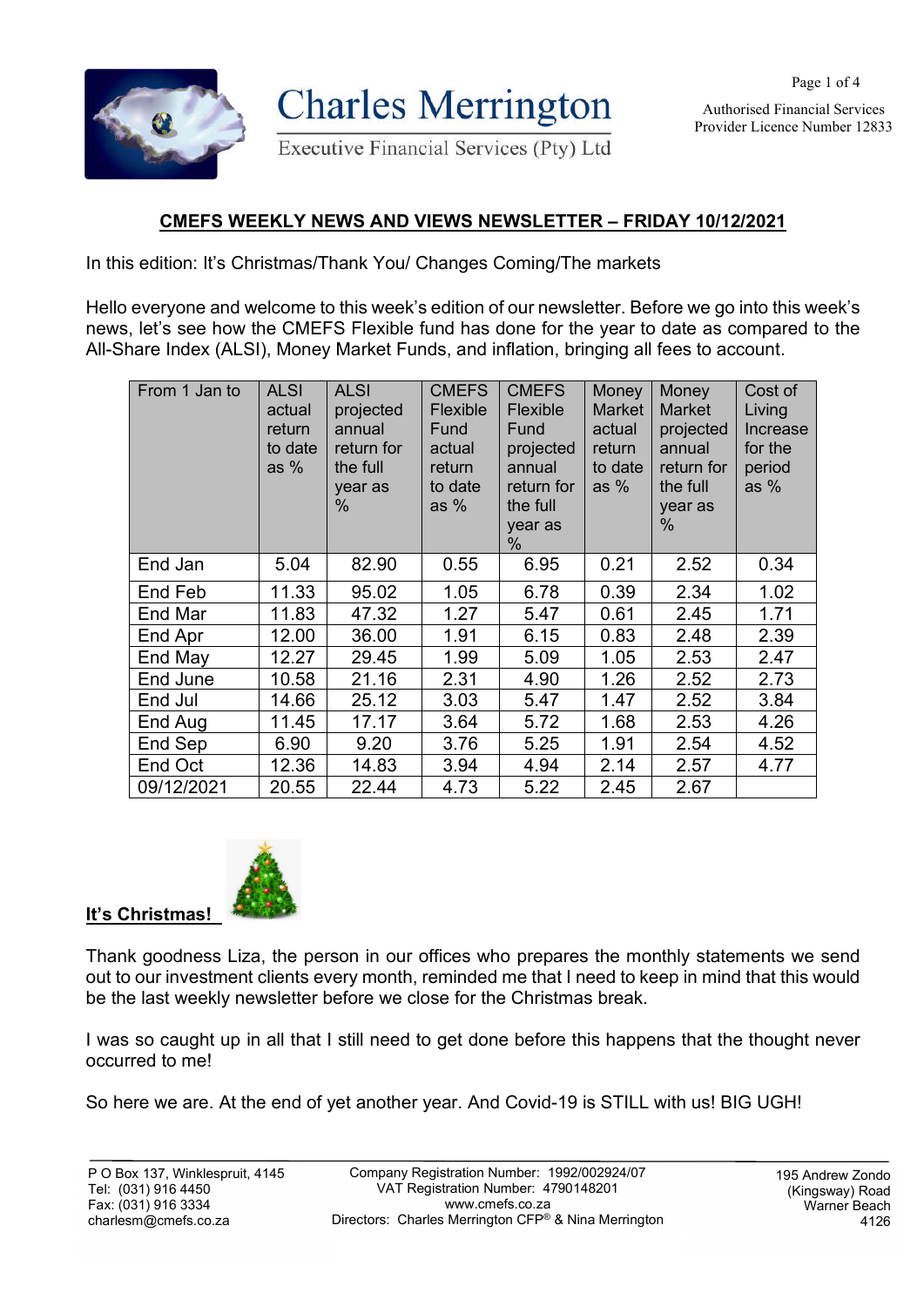# CMEFS WEEKLY NEWS AND VIEWS NEWSLETTER – FRIDAY 10/12/2021

In this edition: It's Christmas/Thank You/ Changes Coming/The markets

Hello everyone and welcome to this week's edition of our newsletter. Before we go into this week's news, let's see how the CMEFS Flexible fund has done for the year to date as compared to the All-Share Index (ALSI), Money Market Funds, and inflation, bringing all fees to account.

| From 1 Jan to | ALSI actual return to date as % | ALSI projected annual return for the full year as % | CMEFS Flexible Fund actual return to date as % | CMEFS Flexible Fund projected annual return for the full year as % | Money Market actual return to date as % | Money Market projected annual return for the full year as % | Cost of Living Increase for the period as % |
|---|---|---|---|---|---|---|---|
| End Jan | 5.04 | 82.90 | 0.55 | 6.95 | 0.21 | 2.52 | 0.34 |
| End Feb | 11.33 | 95.02 | 1.05 | 6.78 | 0.39 | 2.34 | 1.02 |
| End Mar | 11.83 | 47.32 | 1.27 | 5.47 | 0.61 | 2.45 | 1.71 |
| End Apr | 12.00 | 36.00 | 1.91 | 6.15 | 0.83 | 2.48 | 2.39 |
| End May | 12.27 | 29.45 | 1.99 | 5.09 | 1.05 | 2.53 | 2.47 |
| End June | 10.58 | 21.16 | 2.31 | 4.90 | 1.26 | 2.52 | 2.73 |
| End Jul | 14.66 | 25.12 | 3.03 | 5.47 | 1.47 | 2.52 | 3.84 |
| End Aug | 11.45 | 17.17 | 3.64 | 5.72 | 1.68 | 2.53 | 4.26 |
| End Sep | 6.90 | 9.20 | 3.76 | 5.25 | 1.91 | 2.54 | 4.52 |
| End Oct | 12.36 | 14.83 | 3.94 | 4.94 | 2.14 | 2.57 | 4.77 |
| 09/12/2021 | 20.55 | 22.44 | 4.73 | 5.22 | 2.45 | 2.67 | |

## It's Christmas!

Thank goodness Liza, the person in our offices who prepares the monthly statements we send out to our investment clients every month, reminded me that I need to keep in mind that this would be the last weekly newsletter before we close for the Christmas break.

I was so caught up in all that I still need to get done before this happens that the thought never occurred to me!

So here we are. At the end of yet another year. And Covid-19 is STILL with us! BIG UGH!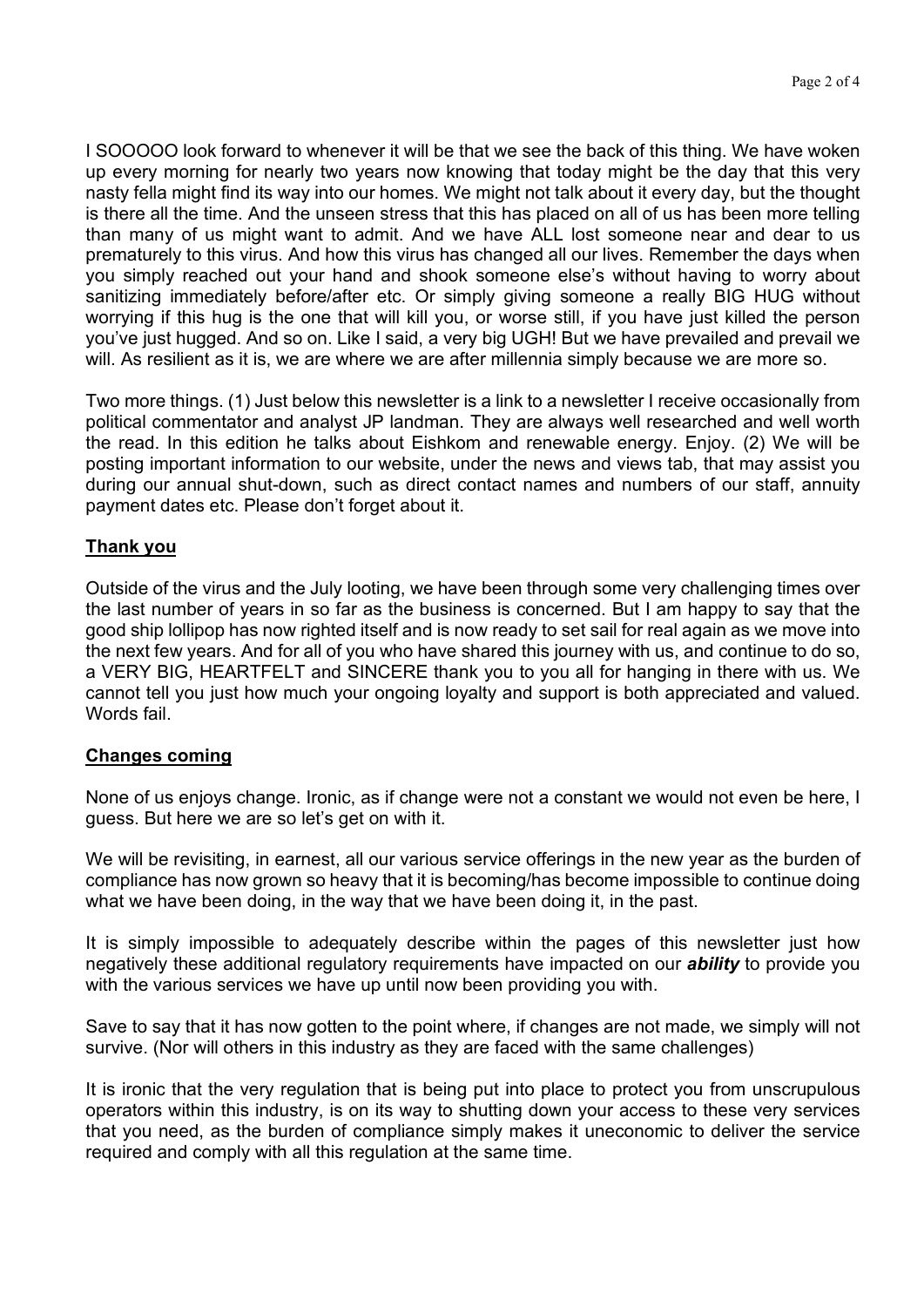I SOOOOO look forward to whenever it will be that we see the back of this thing. We have woken up every morning for nearly two years now knowing that today might be the day that this very nasty fella might find its way into our homes. We might not talk about it every day, but the thought is there all the time. And the unseen stress that this has placed on all of us has been more telling than many of us might want to admit. And we have ALL lost someone near and dear to us prematurely to this virus. And how this virus has changed all our lives. Remember the days when you simply reached out your hand and shook someone else's without having to worry about sanitizing immediately before/after etc. Or simply giving someone a really BIG HUG without worrying if this hug is the one that will kill you, or worse still, if you have just killed the person you've just hugged. And so on. Like I said, a very big UGH! But we have prevailed and prevail we will. As resilient as it is, we are where we are after millennia simply because we are more so.

Two more things. (1) Just below this newsletter is a link to a newsletter I receive occasionally from political commentator and analyst JP landman. They are always well researched and well worth the read. In this edition he talks about Eishkom and renewable energy. Enjoy. (2) We will be posting important information to our website, under the news and views tab, that may assist you during our annual shut-down, such as direct contact names and numbers of our staff, annuity payment dates etc. Please don't forget about it.

## Thank you

Outside of the virus and the July looting, we have been through some very challenging times over the last number of years in so far as the business is concerned. But I am happy to say that the good ship lollipop has now righted itself and is now ready to set sail for real again as we move into the next few years. And for all of you who have shared this journey with us, and continue to do so, a VERY BIG, HEARTFELT and SINCERE thank you to you all for hanging in there with us. We cannot tell you just how much your ongoing loyalty and support is both appreciated and valued. Words fail.

## Changes coming

None of us enjoys change. Ironic, as if change were not a constant we would not even be here, I guess. But here we are so let's get on with it.

We will be revisiting, in earnest, all our various service offerings in the new year as the burden of compliance has now grown so heavy that it is becoming/has become impossible to continue doing what we have been doing, in the way that we have been doing it, in the past.

It is simply impossible to adequately describe within the pages of this newsletter just how negatively these additional regulatory requirements have impacted on our ***ability*** to provide you with the various services we have up until now been providing you with.

Save to say that it has now gotten to the point where, if changes are not made, we simply will not survive. (Nor will others in this industry as they are faced with the same challenges)

It is ironic that the very regulation that is being put into place to protect you from unscrupulous operators within this industry, is on its way to shutting down your access to these very services that you need, as the burden of compliance simply makes it uneconomic to deliver the service required and comply with all this regulation at the same time.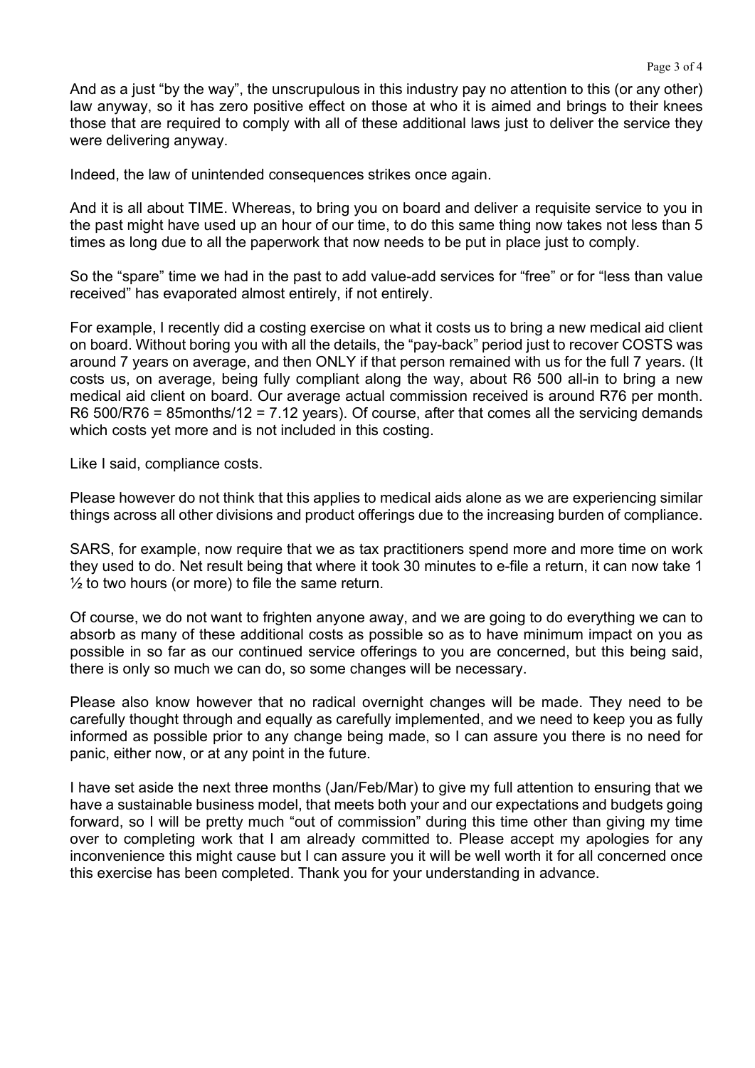And as a just “by the way”, the unscrupulous in this industry pay no attention to this (or any other) law anyway, so it has zero positive effect on those at who it is aimed and brings to their knees those that are required to comply with all of these additional laws just to deliver the service they were delivering anyway.

Indeed, the law of unintended consequences strikes once again.

And it is all about TIME. Whereas, to bring you on board and deliver a requisite service to you in the past might have used up an hour of our time, to do this same thing now takes not less than 5 times as long due to all the paperwork that now needs to be put in place just to comply.

So the “spare” time we had in the past to add value-add services for “free” or for “less than value received” has evaporated almost entirely, if not entirely.

For example, I recently did a costing exercise on what it costs us to bring a new medical aid client on board. Without boring you with all the details, the “pay-back” period just to recover COSTS was around 7 years on average, and then ONLY if that person remained with us for the full 7 years. (It costs us, on average, being fully compliant along the way, about R6 500 all-in to bring a new medical aid client on board. Our average actual commission received is around R76 per month. R6 500/R76 = 85months/12 = 7.12 years). Of course, after that comes all the servicing demands which costs yet more and is not included in this costing.

Like I said, compliance costs.

Please however do not think that this applies to medical aids alone as we are experiencing similar things across all other divisions and product offerings due to the increasing burden of compliance.

SARS, for example, now require that we as tax practitioners spend more and more time on work they used to do. Net result being that where it took 30 minutes to e-file a return, it can now take 1 ½ to two hours (or more) to file the same return.

Of course, we do not want to frighten anyone away, and we are going to do everything we can to absorb as many of these additional costs as possible so as to have minimum impact on you as possible in so far as our continued service offerings to you are concerned, but this being said, there is only so much we can do, so some changes will be necessary.

Please also know however that no radical overnight changes will be made. They need to be carefully thought through and equally as carefully implemented, and we need to keep you as fully informed as possible prior to any change being made, so I can assure you there is no need for panic, either now, or at any point in the future.

I have set aside the next three months (Jan/Feb/Mar) to give my full attention to ensuring that we have a sustainable business model, that meets both your and our expectations and budgets going forward, so I will be pretty much “out of commission” during this time other than giving my time over to completing work that I am already committed to. Please accept my apologies for any inconvenience this might cause but I can assure you it will be well worth it for all concerned once this exercise has been completed. Thank you for your understanding in advance.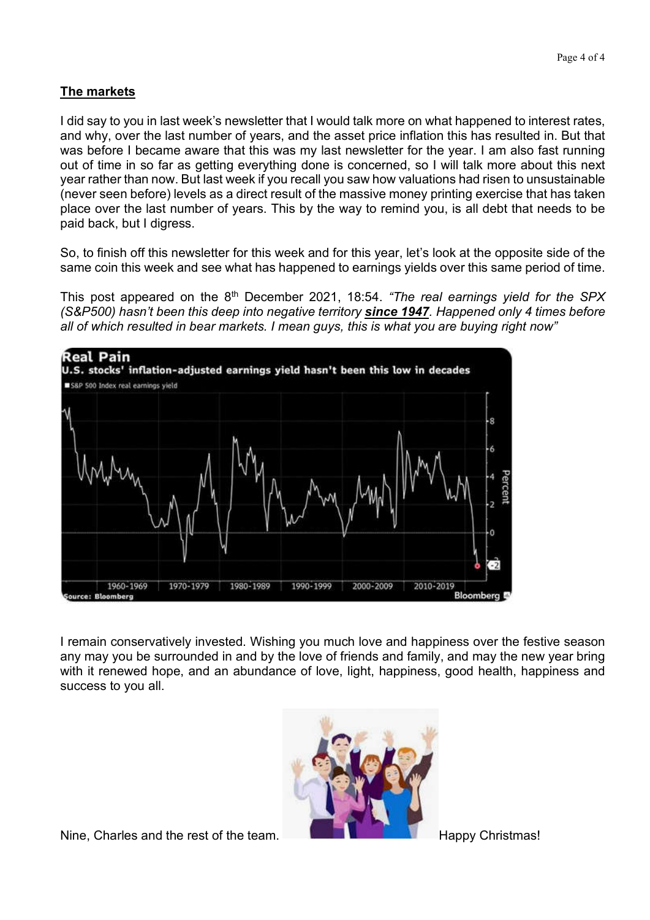## The markets

I did say to you in last week's newsletter that I would talk more on what happened to interest rates, and why, over the last number of years, and the asset price inflation this has resulted in. But that was before I became aware that this was my last newsletter for the year. I am also fast running out of time in so far as getting everything done is concerned, so I will talk more about this next year rather than now. But last week if you recall you saw how valuations had risen to unsustainable (never seen before) levels as a direct result of the massive money printing exercise that has taken place over the last number of years. This by the way to remind you, is all debt that needs to be paid back, but I digress.

So, to finish off this newsletter for this week and for this year, let's look at the opposite side of the same coin this week and see what has happened to earnings yields over this same period of time.

This post appeared on the 8th December 2021, 18:54. *"The real earnings yield for the SPX (S&P500) hasn't been this deep into negative territory **since 1947**. Happened only 4 times before all of which resulted in bear markets. I mean guys, this is what you are buying right now"*

Real Pain

U.S. stocks' inflation-adjusted earnings yield hasn't been this low in decades

S&P 500 Index real earnings yield

8
6
4
2
0
-2

Percent

1960-1969
1970-1979
1980-1989
1990-1999
2000-2009
2010-2019

Source: Bloomberg

Bloomberg

I remain conservatively invested. Wishing you much love and happiness over the festive season any may you be surrounded in and by the love of friends and family, and may the new year bring with it renewed hope, and an abundance of love, light, happiness, good health, happiness and success to you all.

Nine, Charles and the rest of the team. Happy Christmas!